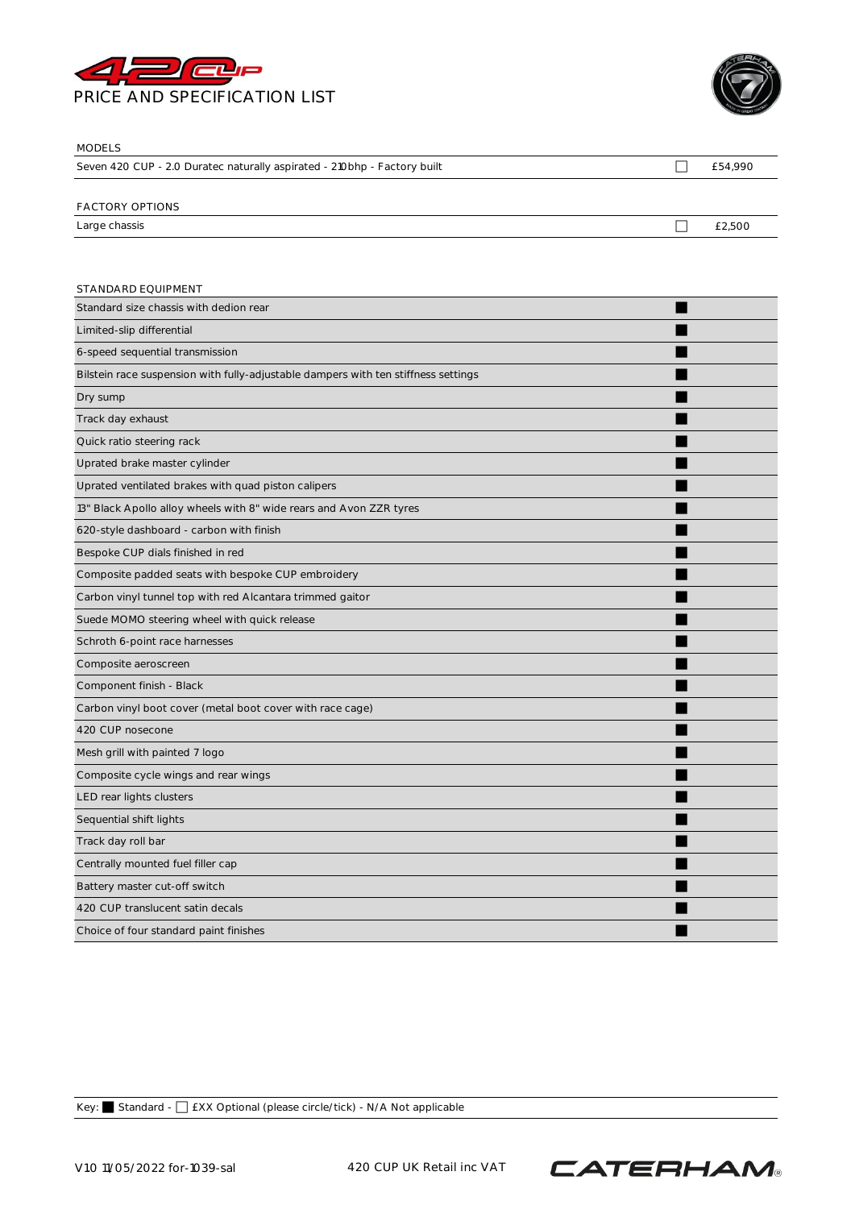# 420 CUP

## PRICE AND SPECIFICATION LIST

| MODELS | | |
|---|---|---|
| Seven 420 CUP - 2.0 Duratec naturally aspirated - 210bhp - Factory built | ☐ | £54,990 |

| FACTORY OPTIONS | | |
|---|---|---|
| Large chassis | ☐ | £2,500 |

| STANDARD EQUIPMENT | |
|---|---|
| Standard size chassis with dedion rear | ■ |
| Limited-slip differential | ■ |
| 6-speed sequential transmission | ■ |
| Bilstein race suspension with fully-adjustable dampers with ten stiffness settings | ■ |
| Dry sump | ■ |
| Track day exhaust | ■ |
| Quick ratio steering rack | ■ |
| Uprated brake master cylinder | ■ |
| Uprated ventilated brakes with quad piston calipers | ■ |
| 13" Black Apollo alloy wheels with 8" wide rears and Avon ZZR tyres | ■ |
| 620-style dashboard - carbon with finish | ■ |
| Bespoke CUP dials finished in red | ■ |
| Composite padded seats with bespoke CUP embroidery | ■ |
| Carbon vinyl tunnel top with red Alcantara trimmed gaitor | ■ |
| Suede MOMO steering wheel with quick release | ■ |
| Schroth 6-point race harnesses | ■ |
| Composite aeroscreen | ■ |
| Component finish - Black | ■ |
| Carbon vinyl boot cover (metal boot cover with race cage) | ■ |
| 420 CUP nosecone | ■ |
| Mesh grill with painted 7 logo | ■ |
| Composite cycle wings and rear wings | ■ |
| LED rear lights clusters | ■ |
| Sequential shift lights | ■ |
| Track day roll bar | ■ |
| Centrally mounted fuel filler cap | ■ |
| Battery master cut-off switch | ■ |
| 420 CUP translucent satin decals | ■ |
| Choice of four standard paint finishes | ■ |

Key: ■ Standard - ☐ £XX Optional (please circle/tick) - N/A Not applicable

V10 11/05/2022 for-1039-sal — 420 CUP UK Retail inc VAT — CATERHAM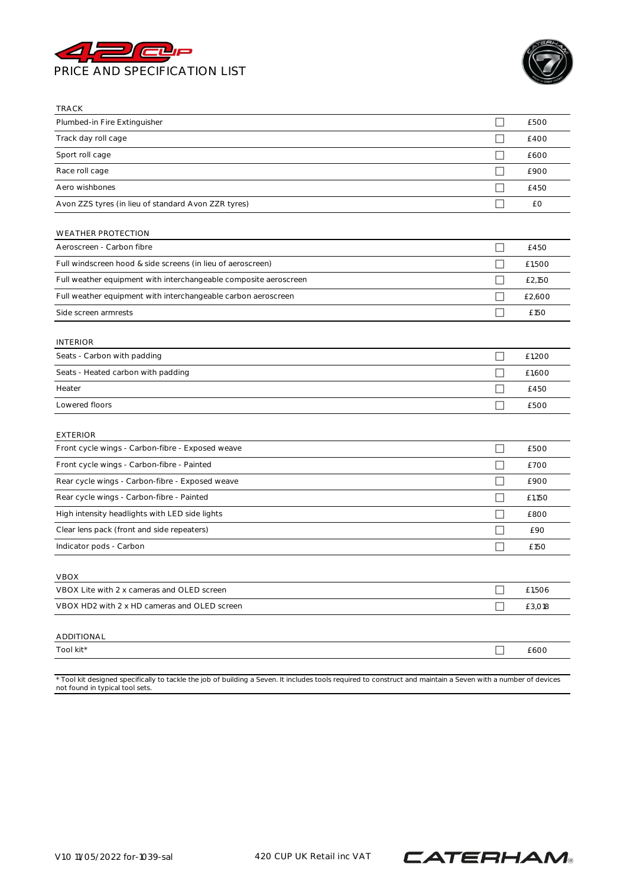# PRICE AND SPECIFICATION LIST

| TRACK | | |
|---|---|---|
| Plumbed-in Fire Extinguisher | ☐ | £500 |
| Track day roll cage | ☐ | £400 |
| Sport roll cage | ☐ | £600 |
| Race roll cage | ☐ | £900 |
| Aero wishbones | ☐ | £450 |
| Avon ZZS tyres (in lieu of standard Avon ZZR tyres) | ☐ | £0 |

| WEATHER PROTECTION | | |
|---|---|---|
| Aeroscreen - Carbon fibre | ☐ | £450 |
| Full windscreen hood & side screens (in lieu of aeroscreen) | ☐ | £1,500 |
| Full weather equipment with interchangeable composite aeroscreen | ☐ | £2,150 |
| Full weather equipment with interchangeable carbon aeroscreen | ☐ | £2,600 |
| Side screen armrests | ☐ | £150 |

| INTERIOR | | |
|---|---|---|
| Seats - Carbon with padding | ☐ | £1,200 |
| Seats - Heated carbon with padding | ☐ | £1,600 |
| Heater | ☐ | £450 |
| Lowered floors | ☐ | £500 |

| EXTERIOR | | |
|---|---|---|
| Front cycle wings - Carbon-fibre - Exposed weave | ☐ | £500 |
| Front cycle wings - Carbon-fibre - Painted | ☐ | £700 |
| Rear cycle wings - Carbon-fibre - Exposed weave | ☐ | £900 |
| Rear cycle wings - Carbon-fibre - Painted | ☐ | £1,150 |
| High intensity headlights with LED side lights | ☐ | £800 |
| Clear lens pack (front and side repeaters) | ☐ | £90 |
| Indicator pods - Carbon | ☐ | £150 |

| VBOX | | |
|---|---|---|
| VBOX Lite with 2 x cameras and OLED screen | ☐ | £1,506 |
| VBOX HD2 with 2 x HD cameras and OLED screen | ☐ | £3,018 |

| ADDITIONAL | | |
|---|---|---|
| Tool kit* | ☐ | £600 |

* Tool kit designed specifically to tackle the job of building a Seven. It includes tools required to construct and maintain a Seven with a number of devices not found in typical tool sets.

V10 11/05/2022 for-1039-sal

420 CUP UK Retail inc VAT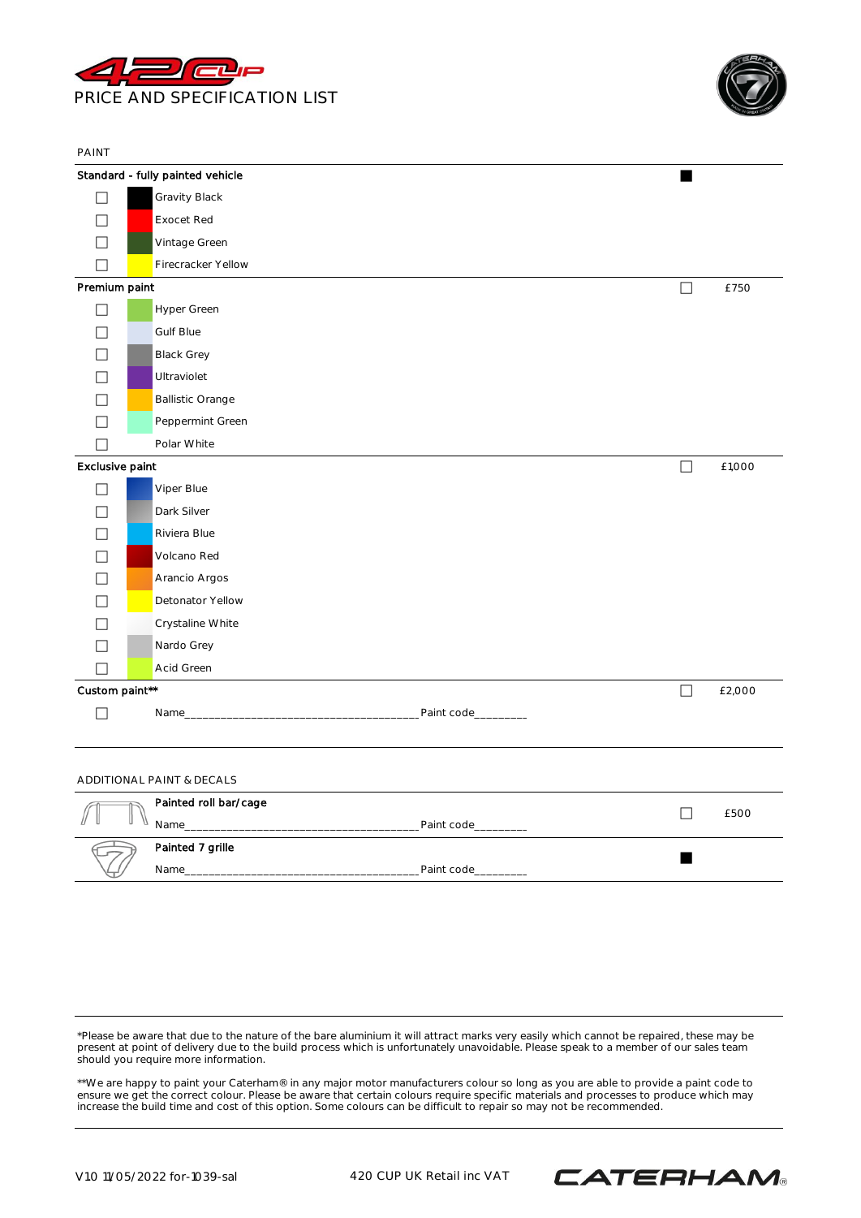# PRICE AND SPECIFICATION LIST

## PAINT

| Standard - fully painted vehicle | ■ | |
|---|---|---|
| ☐ Gravity Black | | |
| ☐ Exocet Red | | |
| ☐ Vintage Green | | |
| ☐ Firecracker Yellow | | |
| **Premium paint** | ☐ | £750 |
| ☐ Hyper Green | | |
| ☐ Gulf Blue | | |
| ☐ Black Grey | | |
| ☐ Ultraviolet | | |
| ☐ Ballistic Orange | | |
| ☐ Peppermint Green | | |
| ☐ Polar White | | |
| **Exclusive paint** | ☐ | £1,000 |
| ☐ Viper Blue | | |
| ☐ Dark Silver | | |
| ☐ Riviera Blue | | |
| ☐ Volcano Red | | |
| ☐ Arancio Argos | | |
| ☐ Detonator Yellow | | |
| ☐ Crystaline White | | |
| ☐ Nardo Grey | | |
| ☐ Acid Green | | |
| **Custom paint**** | ☐ | £2,000 |
| ☐ Name_______________________________________ Paint code________ | | |

## ADDITIONAL PAINT & DECALS

| | | |
|---|---|---|
| **Painted roll bar/cage**<br>Name_______________________________________ Paint code________ | ☐ | £500 |
| **Painted 7 grille**<br>Name_______________________________________ Paint code________ | ■ | |

*Please be aware that due to the nature of the bare aluminium it will attract marks very easily which cannot be repaired, these may be present at point of delivery due to the build process which is unfortunately unavoidable. Please speak to a member of our sales team should you require more information.

**We are happy to paint your Caterham® in any major motor manufacturers colour so long as you are able to provide a paint code to ensure we get the correct colour. Please be aware that certain colours require specific materials and processes to produce which may increase the build time and cost of this option. Some colours can be difficult to repair so may not be recommended.

V10 11/05/2022 for-1039-sal 420 CUP UK Retail inc VAT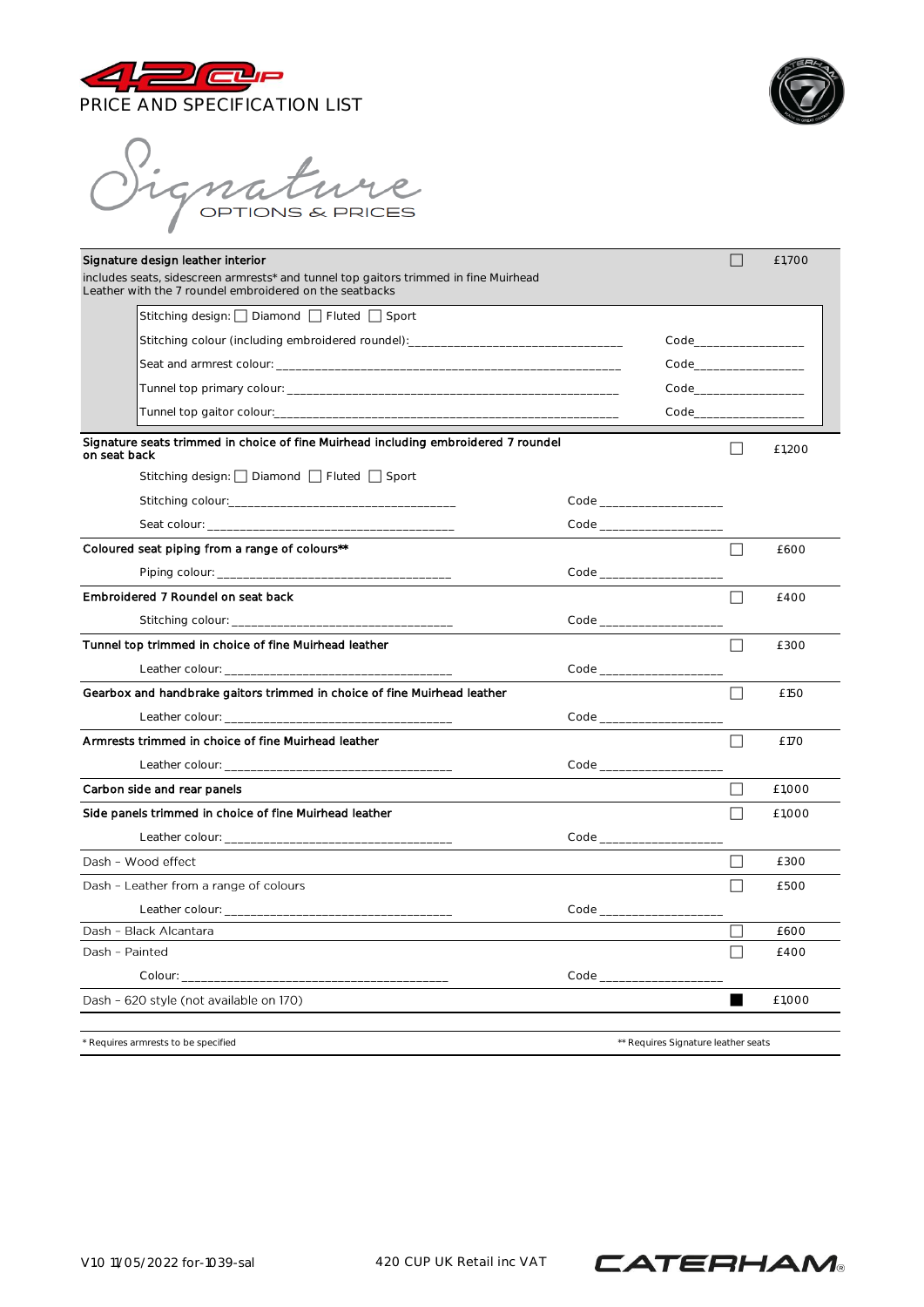# 420 CUP

## PRICE AND SPECIFICATION LIST

## Signature

### OPTIONS & PRICES

| Option | | |
|---|---|---|
| **Signature design leather interior**<br>includes seats, sidescreen armrests* and tunnel top gaitors trimmed in fine Muirhead Leather with the 7 roundel embroidered on the seatbacks | ☐ | £1,700 |
| Stitching design: ☐ Diamond ☐ Fluted ☐ Sport | | |
| Stitching colour (including embroidered roundel): ______________ Code______________ | | |
| Seat and armrest colour: ______________ Code______________ | | |
| Tunnel top primary colour: ______________ Code______________ | | |
| Tunnel top gaitor colour: ______________ Code______________ | | |
| **Signature seats trimmed in choice of fine Muirhead including embroidered 7 roundel on seat back** | ☐ | £1,200 |
| Stitching design: ☐ Diamond ☐ Fluted ☐ Sport | | |
| Stitching colour: ______________ Code ______________ | | |
| Seat colour: ______________ Code ______________ | | |
| **Coloured seat piping from a range of colours**** | ☐ | £600 |
| Piping colour: ______________ Code ______________ | | |
| **Embroidered 7 Roundel on seat back** | ☐ | £400 |
| Stitching colour: ______________ Code ______________ | | |
| **Tunnel top trimmed in choice of fine Muirhead leather** | ☐ | £300 |
| Leather colour: ______________ Code ______________ | | |
| **Gearbox and handbrake gaitors trimmed in choice of fine Muirhead leather** | ☐ | £150 |
| Leather colour: ______________ Code ______________ | | |
| **Armrests trimmed in choice of fine Muirhead leather** | ☐ | £170 |
| Leather colour: ______________ Code ______________ | | |
| **Carbon side and rear panels** | ☐ | £1,000 |
| **Side panels trimmed in choice of fine Muirhead leather** | ☐ | £1,000 |
| Leather colour: ______________ Code ______________ | | |
| Dash - Wood effect | ☐ | £300 |
| Dash - Leather from a range of colours | ☐ | £500 |
| Leather colour: ______________ Code ______________ | | |
| Dash - Black Alcantara | ☐ | £600 |
| Dash - Painted | ☐ | £400 |
| Colour: ______________ Code ______________ | | |
| Dash - 620 style (not available on 170) | ■ | £1,000 |

* Requires armrests to be specified

** Requires Signature leather seats

V10 11/05/2022 for-1039-sal

420 CUP UK Retail inc VAT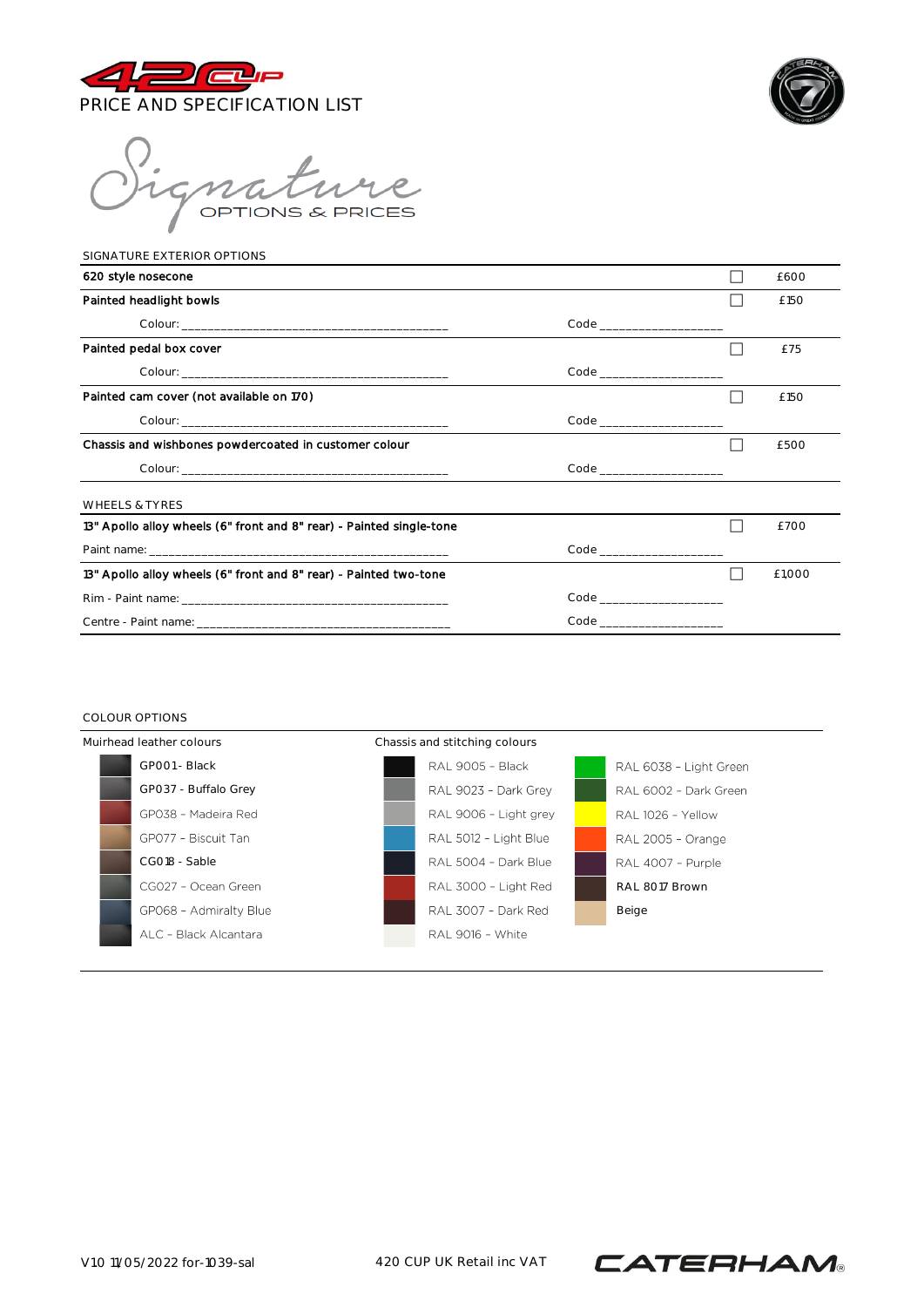# 420 CUP

PRICE AND SPECIFICATION LIST

## Signature OPTIONS & PRICES

### SIGNATURE EXTERIOR OPTIONS

| Option | | | Price |
|---|---|---|---|
| **620 style nosecone** | | ☐ | £600 |
| **Painted headlight bowls** | | ☐ | £150 |
| Colour: ______________________ | Code ______________ | | |
| **Painted pedal box cover** | | ☐ | £75 |
| Colour: ______________________ | Code ______________ | | |
| **Painted cam cover (not available on 170)** | | ☐ | £150 |
| Colour: ______________________ | Code ______________ | | |
| **Chassis and wishbones powdercoated in customer colour** | | ☐ | £500 |
| Colour: ______________________ | Code ______________ | | |

### WHEELS & TYRES

| Option | | | Price |
|---|---|---|---|
| **13" Apollo alloy wheels (6" front and 8" rear) - Painted single-tone** | | ☐ | £700 |
| Paint name: ______________________ | Code ______________ | | |
| **13" Apollo alloy wheels (6" front and 8" rear) - Painted two-tone** | | ☐ | £1,000 |
| Rim - Paint name: ______________________ | Code ______________ | | |
| Centre - Paint name: ______________________ | Code ______________ | | |

### COLOUR OPTIONS

| Muirhead leather colours | Chassis and stitching colours | |
|---|---|---|
| GP001- Black | RAL 9005 - Black | RAL 6038 - Light Green |
| GP037 - Buffalo Grey | RAL 9023 - Dark Grey | RAL 6002 - Dark Green |
| GP038 - Madeira Red | RAL 9006 - Light grey | RAL 1026 - Yellow |
| GP077 - Biscuit Tan | RAL 5012 - Light Blue | RAL 2005 - Orange |
| CG018 - Sable | RAL 5004 - Dark Blue | RAL 4007 - Purple |
| CG027 - Ocean Green | RAL 3000 - Light Red | RAL 8017 Brown |
| GP068 - Admiralty Blue | RAL 3007 - Dark Red | Beige |
| ALC - Black Alcantara | RAL 9016 - White | |

V10 11/05/2022 for-1039-sal  420 CUP UK Retail inc VAT  CATERHAM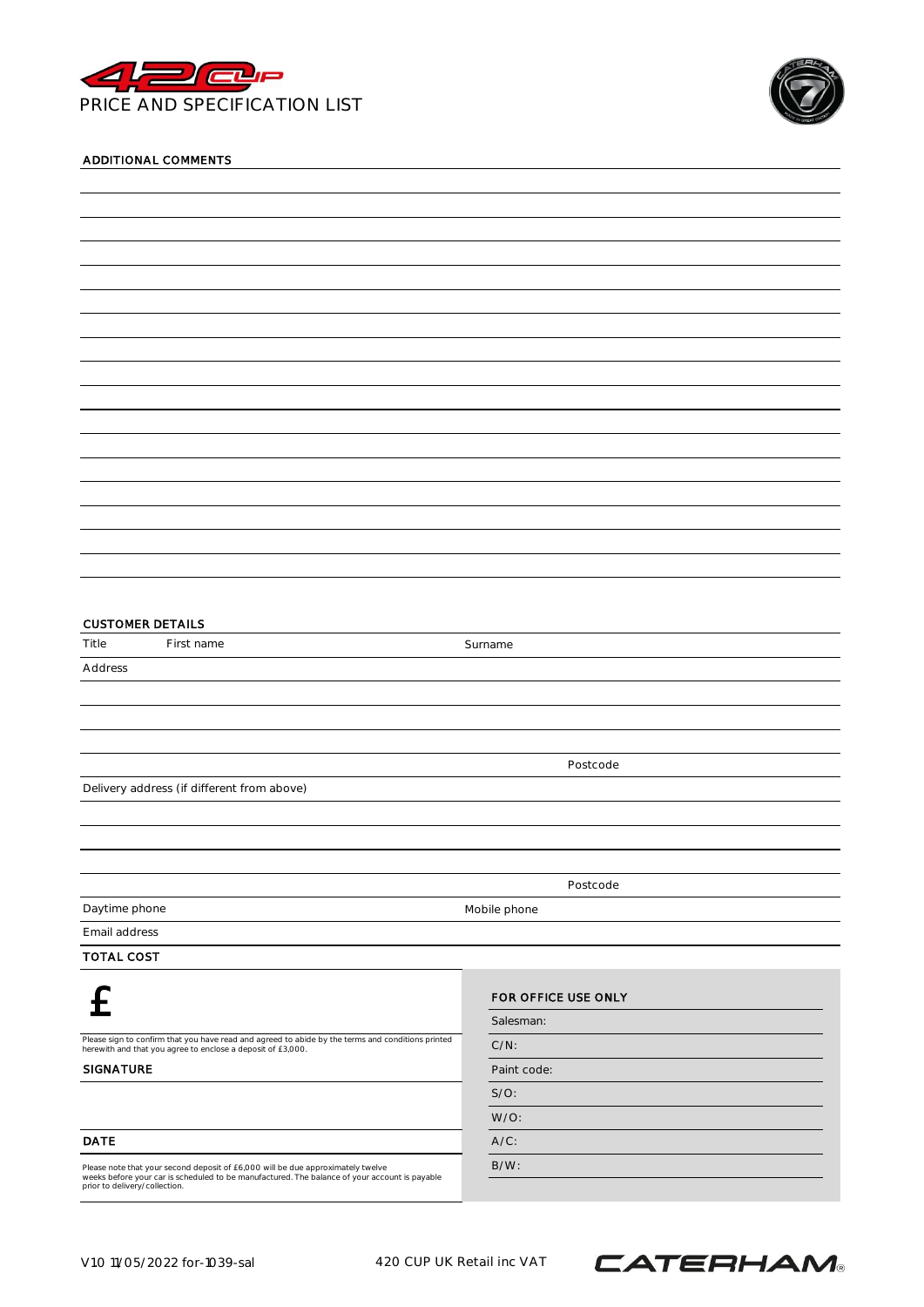PRICE AND SPECIFICATION LIST

## ADDITIONAL COMMENTS

## CUSTOMER DETAILS

Title First name Surname

Address

Postcode

Delivery address (if different from above)

Postcode

Daytime phone Mobile phone

Email address

## TOTAL COST

£

Please sign to confirm that you have read and agreed to abide by the terms and conditions printed herewith and that you agree to enclose a deposit of £3,000.

## SIGNATURE

## DATE

Please note that your second deposit of £6,000 will be due approximately twelve weeks before your car is scheduled to be manufactured. The balance of your account is payable prior to delivery/collection.

## FOR OFFICE USE ONLY

Salesman:

C/N:

Paint code:

S/O:

W/O:

A/C:

B/W:

V10 11/05/2022 for-1039-sal

420 CUP UK Retail inc VAT